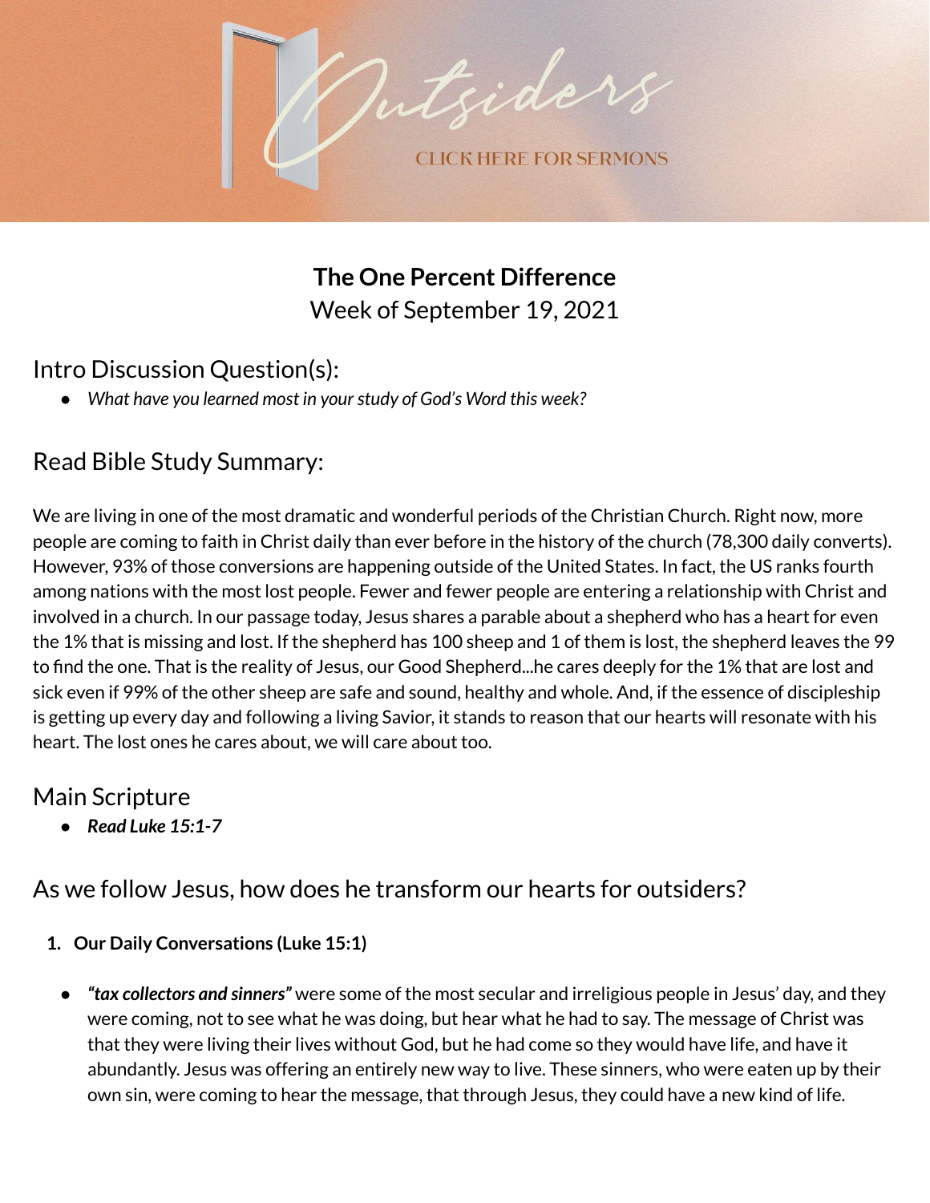Outsiders

CLICK HERE FOR SERMONS

# The One Percent Difference

Week of September 19, 2021

## Intro Discussion Question(s):

- *What have you learned most in your study of God's Word this week?*

## Read Bible Study Summary:

We are living in one of the most dramatic and wonderful periods of the Christian Church. Right now, more people are coming to faith in Christ daily than ever before in the history of the church (78,300 daily converts). However, 93% of those conversions are happening outside of the United States. In fact, the US ranks fourth among nations with the most lost people. Fewer and fewer people are entering a relationship with Christ and involved in a church. In our passage today, Jesus shares a parable about a shepherd who has a heart for even the 1% that is missing and lost. If the shepherd has 100 sheep and 1 of them is lost, the shepherd leaves the 99 to find the one. That is the reality of Jesus, our Good Shepherd...he cares deeply for the 1% that are lost and sick even if 99% of the other sheep are safe and sound, healthy and whole. And, if the essence of discipleship is getting up every day and following a living Savior, it stands to reason that our hearts will resonate with his heart. The lost ones he cares about, we will care about too.

## Main Scripture

- ***Read Luke 15:1-7***

## As we follow Jesus, how does he transform our hearts for outsiders?

1. **Our Daily Conversations (Luke 15:1)**

- ***"tax collectors and sinners"*** were some of the most secular and irreligious people in Jesus' day, and they were coming, not to see what he was doing, but hear what he had to say. The message of Christ was that they were living their lives without God, but he had come so they would have life, and have it abundantly. Jesus was offering an entirely new way to live. These sinners, who were eaten up by their own sin, were coming to hear the message, that through Jesus, they could have a new kind of life.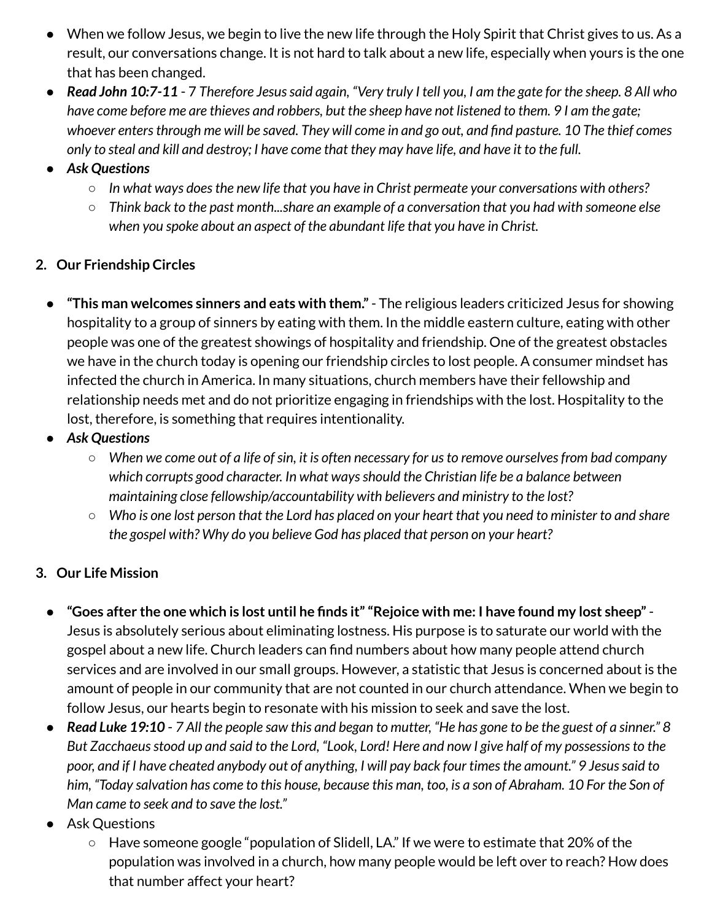- When we follow Jesus, we begin to live the new life through the Holy Spirit that Christ gives to us. As a result, our conversations change. It is not hard to talk about a new life, especially when yours is the one that has been changed.
- ***Read John 10:7-11*** - 7 *Therefore Jesus said again, "Very truly I tell you, I am the gate for the sheep. 8 All who have come before me are thieves and robbers, but the sheep have not listened to them. 9 I am the gate; whoever enters through me will be saved. They will come in and go out, and find pasture. 10 The thief comes only to steal and kill and destroy; I have come that they may have life, and have it to the full.*
- ***Ask Questions***
  - *In what ways does the new life that you have in Christ permeate your conversations with others?*
  - *Think back to the past month...share an example of a conversation that you had with someone else when you spoke about an aspect of the abundant life that you have in Christ.*

2. **Our Friendship Circles**

- **"This man welcomes sinners and eats with them."** - The religious leaders criticized Jesus for showing hospitality to a group of sinners by eating with them. In the middle eastern culture, eating with other people was one of the greatest showings of hospitality and friendship. One of the greatest obstacles we have in the church today is opening our friendship circles to lost people. A consumer mindset has infected the church in America. In many situations, church members have their fellowship and relationship needs met and do not prioritize engaging in friendships with the lost. Hospitality to the lost, therefore, is something that requires intentionality.
- ***Ask Questions***
  - *When we come out of a life of sin, it is often necessary for us to remove ourselves from bad company which corrupts good character. In what ways should the Christian life be a balance between maintaining close fellowship/accountability with believers and ministry to the lost?*
  - *Who is one lost person that the Lord has placed on your heart that you need to minister to and share the gospel with? Why do you believe God has placed that person on your heart?*

3. **Our Life Mission**

- **"Goes after the one which is lost until he finds it" "Rejoice with me: I have found my lost sheep"** - Jesus is absolutely serious about eliminating lostness. His purpose is to saturate our world with the gospel about a new life. Church leaders can find numbers about how many people attend church services and are involved in our small groups. However, a statistic that Jesus is concerned about is the amount of people in our community that are not counted in our church attendance. When we begin to follow Jesus, our hearts begin to resonate with his mission to seek and save the lost.
- ***Read Luke 19:10*** - *7 All the people saw this and began to mutter, "He has gone to be the guest of a sinner." 8 But Zacchaeus stood up and said to the Lord, "Look, Lord! Here and now I give half of my possessions to the poor, and if I have cheated anybody out of anything, I will pay back four times the amount." 9 Jesus said to him, "Today salvation has come to this house, because this man, too, is a son of Abraham. 10 For the Son of Man came to seek and to save the lost."*
- Ask Questions
  - Have someone google "population of Slidell, LA." If we were to estimate that 20% of the population was involved in a church, how many people would be left over to reach? How does that number affect your heart?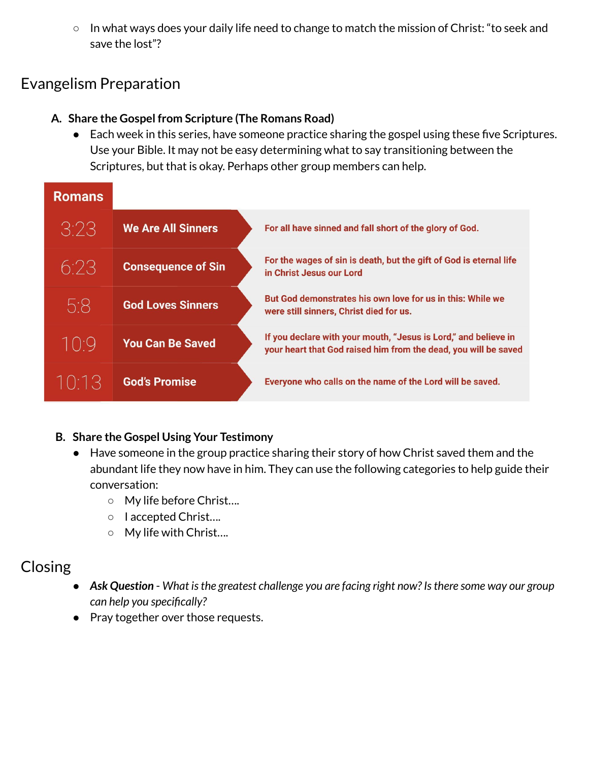- In what ways does your daily life need to change to match the mission of Christ: "to seek and save the lost"?

## Evangelism Preparation

### A. Share the Gospel from Scripture (The Romans Road)

- Each week in this series, have someone practice sharing the gospel using these five Scriptures. Use your Bible. It may not be easy determining what to say transitioning between the Scriptures, but that is okay. Perhaps other group members can help.

| Romans | | |
|---|---|---|
| 3:23 | We Are All Sinners | For all have sinned and fall short of the glory of God. |
| 6:23 | Consequence of Sin | For the wages of sin is death, but the gift of God is eternal life in Christ Jesus our Lord |
| 5:8 | God Loves Sinners | But God demonstrates his own love for us in this: While we were still sinners, Christ died for us. |
| 10:9 | You Can Be Saved | If you declare with your mouth, "Jesus is Lord," and believe in your heart that God raised him from the dead, you will be saved |
| 10:13 | God's Promise | Everyone who calls on the name of the Lord will be saved. |

### B. Share the Gospel Using Your Testimony

- Have someone in the group practice sharing their story of how Christ saved them and the abundant life they now have in him. They can use the following categories to help guide their conversation:
   - My life before Christ....
   - I accepted Christ....
   - My life with Christ....

## Closing

- ***Ask Question*** - *What is the greatest challenge you are facing right now? Is there some way our group can help you specifically?*
- Pray together over those requests.